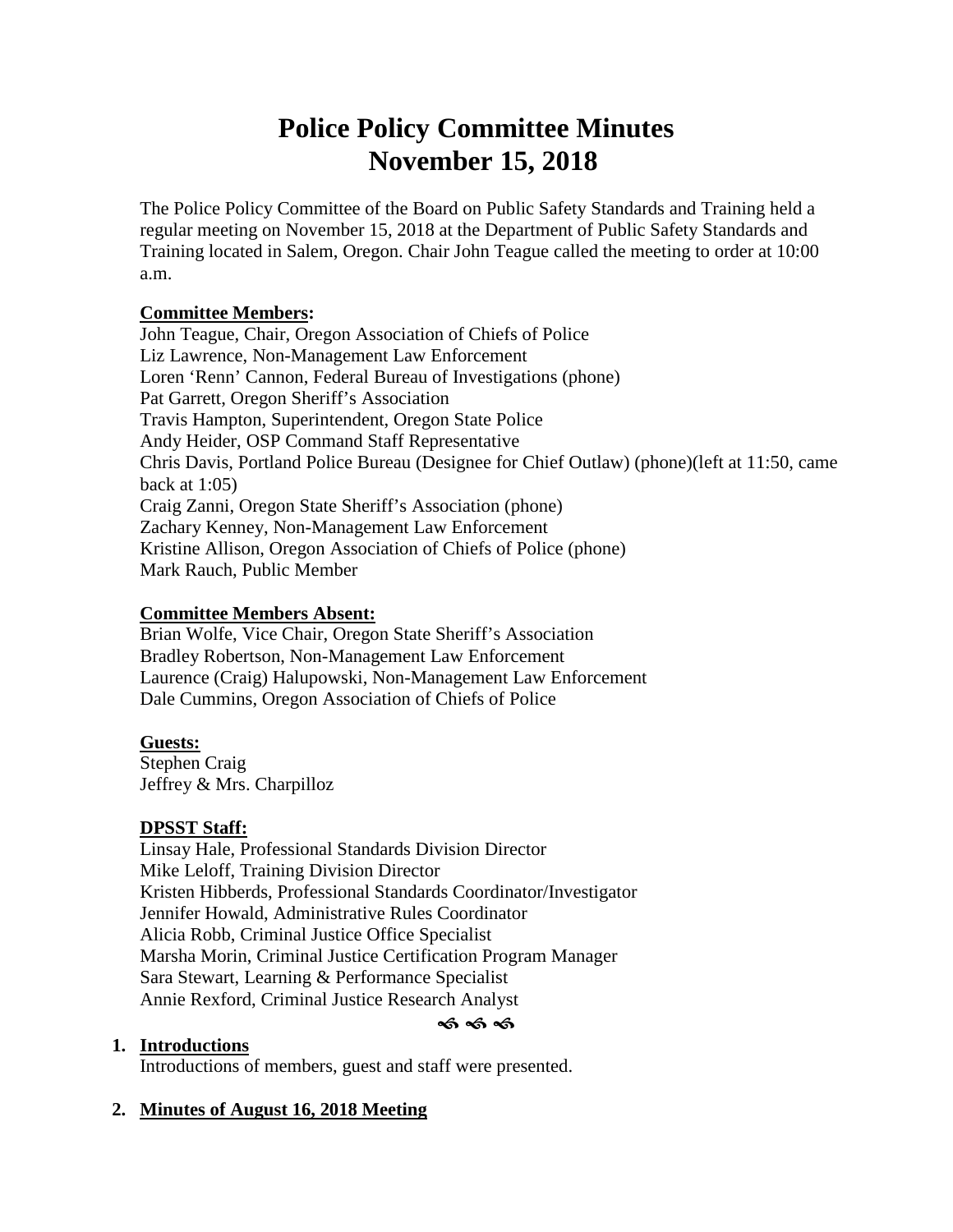# Police Policy Committee Minutes
# November 15, 2018

The Police Policy Committee of the Board on Public Safety Standards and Training held a regular meeting on November 15, 2018 at the Department of Public Safety Standards and Training located in Salem, Oregon. Chair John Teague called the meeting to order at 10:00 a.m.

**Committee Members:**

John Teague, Chair, Oregon Association of Chiefs of Police
Liz Lawrence, Non-Management Law Enforcement
Loren 'Renn' Cannon, Federal Bureau of Investigations (phone)
Pat Garrett, Oregon Sheriff's Association
Travis Hampton, Superintendent, Oregon State Police
Andy Heider, OSP Command Staff Representative
Chris Davis, Portland Police Bureau (Designee for Chief Outlaw) (phone)(left at 11:50, came back at 1:05)
Craig Zanni, Oregon State Sheriff's Association (phone)
Zachary Kenney, Non-Management Law Enforcement
Kristine Allison, Oregon Association of Chiefs of Police (phone)
Mark Rauch, Public Member

**Committee Members Absent:**

Brian Wolfe, Vice Chair, Oregon State Sheriff's Association
Bradley Robertson, Non-Management Law Enforcement
Laurence (Craig) Halupowski, Non-Management Law Enforcement
Dale Cummins, Oregon Association of Chiefs of Police

**Guests:**

Stephen Craig
Jeffrey & Mrs. Charpilloz

**DPSST Staff:**

Linsay Hale, Professional Standards Division Director
Mike Leloff, Training Division Director
Kristen Hibberds, Professional Standards Coordinator/Investigator
Jennifer Howald, Administrative Rules Coordinator
Alicia Robb, Criminal Justice Office Specialist
Marsha Morin, Criminal Justice Certification Program Manager
Sara Stewart, Learning & Performance Specialist
Annie Rexford, Criminal Justice Research Analyst

ණ ණ ණ

1. **Introductions**

   Introductions of members, guest and staff were presented.

2. **Minutes of August 16, 2018 Meeting**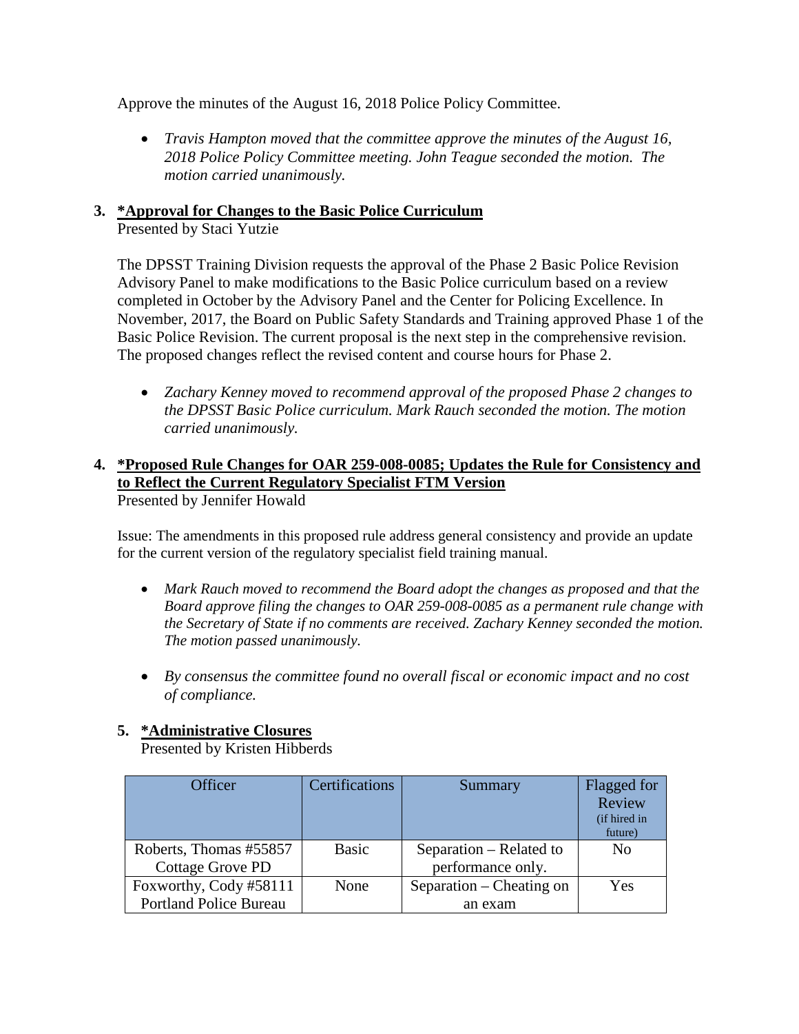Approve the minutes of the August 16, 2018 Police Policy Committee.

- *Travis Hampton moved that the committee approve the minutes of the August 16, 2018 Police Policy Committee meeting. John Teague seconded the motion. The motion carried unanimously.*

3. **\*Approval for Changes to the Basic Police Curriculum**
   Presented by Staci Yutzie

The DPSST Training Division requests the approval of the Phase 2 Basic Police Revision Advisory Panel to make modifications to the Basic Police curriculum based on a review completed in October by the Advisory Panel and the Center for Policing Excellence. In November, 2017, the Board on Public Safety Standards and Training approved Phase 1 of the Basic Police Revision. The current proposal is the next step in the comprehensive revision. The proposed changes reflect the revised content and course hours for Phase 2.

- *Zachary Kenney moved to recommend approval of the proposed Phase 2 changes to the DPSST Basic Police curriculum. Mark Rauch seconded the motion. The motion carried unanimously.*

4. **\*Proposed Rule Changes for OAR 259-008-0085; Updates the Rule for Consistency and to Reflect the Current Regulatory Specialist FTM Version**
   Presented by Jennifer Howald

Issue: The amendments in this proposed rule address general consistency and provide an update for the current version of the regulatory specialist field training manual.

- *Mark Rauch moved to recommend the Board adopt the changes as proposed and that the Board approve filing the changes to OAR 259-008-0085 as a permanent rule change with the Secretary of State if no comments are received. Zachary Kenney seconded the motion. The motion passed unanimously.*

- *By consensus the committee found no overall fiscal or economic impact and no cost of compliance.*

5. **\*Administrative Closures**
   Presented by Kristen Hibberds

| Officer | Certifications | Summary | Flagged for Review (if hired in future) |
|---|---|---|---|
| Roberts, Thomas #55857 Cottage Grove PD | Basic | Separation – Related to performance only. | No |
| Foxworthy, Cody #58111 Portland Police Bureau | None | Separation – Cheating on an exam | Yes |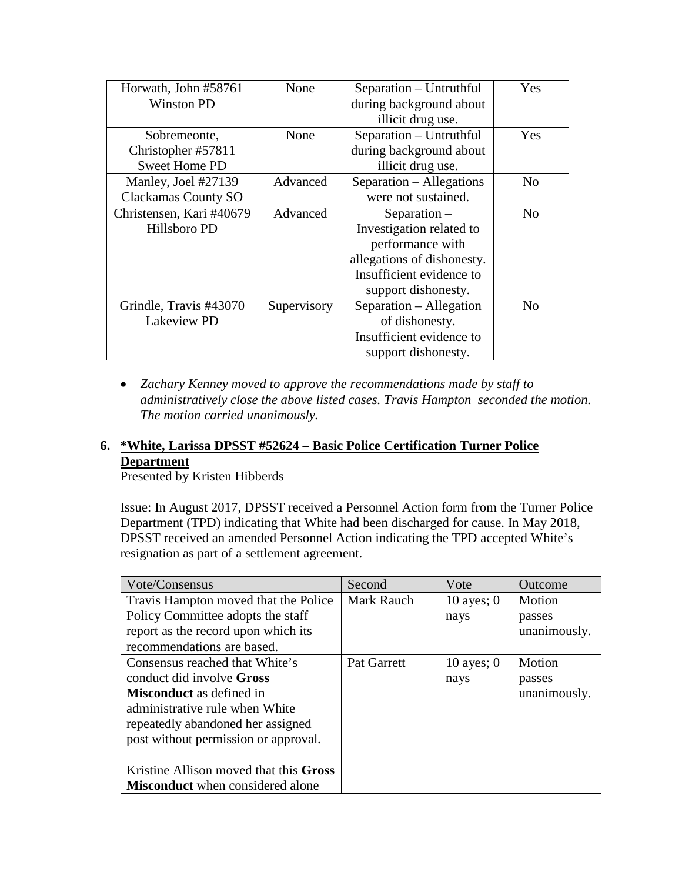| | | | |
|---|---|---|---|
| Horwath, John #58761 Winston PD | None | Separation – Untruthful during background about illicit drug use. | Yes |
| Sobremeonte, Christopher #57811 Sweet Home PD | None | Separation – Untruthful during background about illicit drug use. | Yes |
| Manley, Joel #27139 Clackamas County SO | Advanced | Separation – Allegations were not sustained. | No |
| Christensen, Kari #40679 Hillsboro PD | Advanced | Separation – Investigation related to performance with allegations of dishonesty. Insufficient evidence to support dishonesty. | No |
| Grindle, Travis #43070 Lakeview PD | Supervisory | Separation – Allegation of dishonesty. Insufficient evidence to support dishonesty. | No |

- *Zachary Kenney moved to approve the recommendations made by staff to administratively close the above listed cases. Travis Hampton seconded the motion. The motion carried unanimously.*

**6. <u>*White, Larissa DPSST #52624 – Basic Police Certification Turner Police Department</u>**

Presented by Kristen Hibberds

Issue: In August 2017, DPSST received a Personnel Action form from the Turner Police Department (TPD) indicating that White had been discharged for cause. In May 2018, DPSST received an amended Personnel Action indicating the TPD accepted White's resignation as part of a settlement agreement.

| Vote/Consensus | Second | Vote | Outcome |
|---|---|---|---|
| Travis Hampton moved that the Police Policy Committee adopts the staff report as the record upon which its recommendations are based. | Mark Rauch | 10 ayes; 0 nays | Motion passes unanimously. |
| Consensus reached that White's conduct did involve **Gross Misconduct** as defined in administrative rule when White repeatedly abandoned her assigned post without permission or approval.<br><br>Kristine Allison moved that this **Gross Misconduct** when considered alone | Pat Garrett | 10 ayes; 0 nays | Motion passes unanimously. |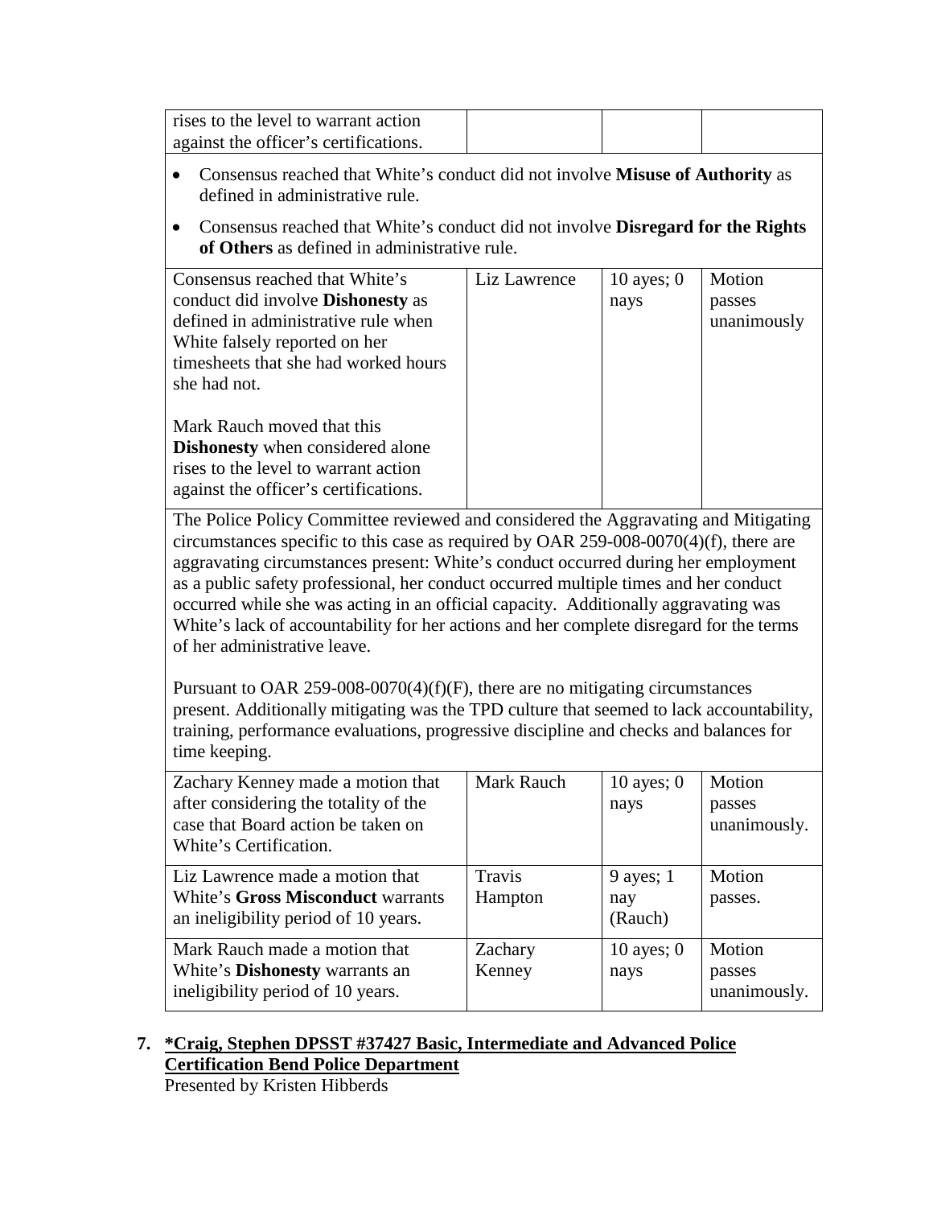| | | | |
|---|---|---|---|
| rises to the level to warrant action against the officer's certifications. | | | |

- Consensus reached that White's conduct did not involve **Misuse of Authority** as defined in administrative rule.
- Consensus reached that White's conduct did not involve **Disregard for the Rights of Others** as defined in administrative rule.

| | | | |
|---|---|---|---|
| Consensus reached that White's conduct did involve **Dishonesty** as defined in administrative rule when White falsely reported on her timesheets that she had worked hours she had not.<br><br>Mark Rauch moved that this **Dishonesty** when considered alone rises to the level to warrant action against the officer's certifications. | Liz Lawrence | 10 ayes; 0 nays | Motion passes unanimously |

The Police Policy Committee reviewed and considered the Aggravating and Mitigating circumstances specific to this case as required by OAR 259-008-0070(4)(f), there are aggravating circumstances present: White's conduct occurred during her employment as a public safety professional, her conduct occurred multiple times and her conduct occurred while she was acting in an official capacity. Additionally aggravating was White's lack of accountability for her actions and her complete disregard for the terms of her administrative leave.

Pursuant to OAR 259-008-0070(4)(f)(F), there are no mitigating circumstances present. Additionally mitigating was the TPD culture that seemed to lack accountability, training, performance evaluations, progressive discipline and checks and balances for time keeping.

| | | | |
|---|---|---|---|
| Zachary Kenney made a motion that after considering the totality of the case that Board action be taken on White's Certification. | Mark Rauch | 10 ayes; 0 nays | Motion passes unanimously. |
| Liz Lawrence made a motion that White's **Gross Misconduct** warrants an ineligibility period of 10 years. | Travis Hampton | 9 ayes; 1 nay (Rauch) | Motion passes. |
| Mark Rauch made a motion that White's **Dishonesty** warrants an ineligibility period of 10 years. | Zachary Kenney | 10 ayes; 0 nays | Motion passes unanimously. |

**7. *Craig, Stephen DPSST #37427 Basic, Intermediate and Advanced Police Certification Bend Police Department**

Presented by Kristen Hibberds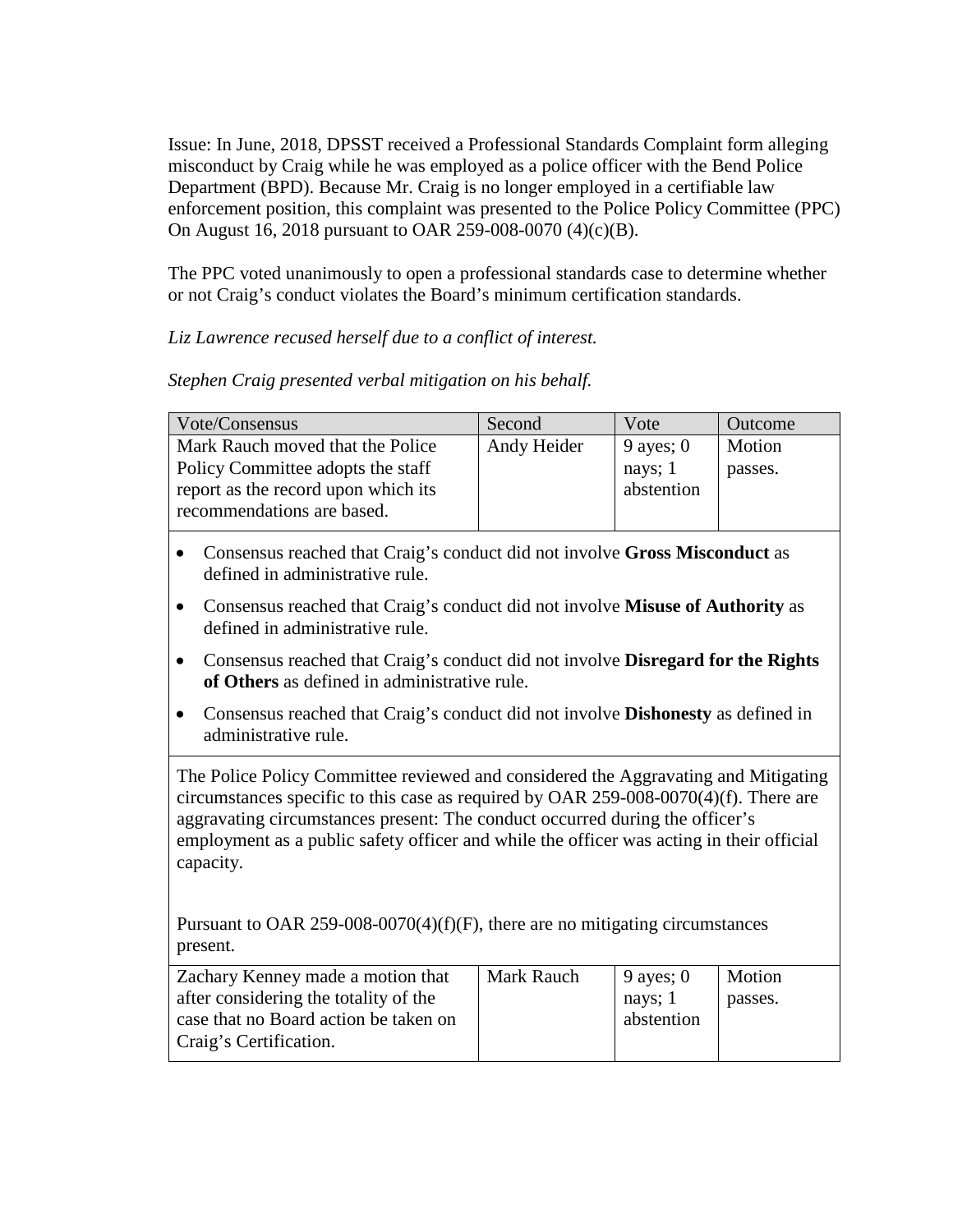Issue: In June, 2018, DPSST received a Professional Standards Complaint form alleging misconduct by Craig while he was employed as a police officer with the Bend Police Department (BPD). Because Mr. Craig is no longer employed in a certifiable law enforcement position, this complaint was presented to the Police Policy Committee (PPC) On August 16, 2018 pursuant to OAR 259-008-0070 (4)(c)(B).

The PPC voted unanimously to open a professional standards case to determine whether or not Craig's conduct violates the Board's minimum certification standards.

*Liz Lawrence recused herself due to a conflict of interest.*

*Stephen Craig presented verbal mitigation on his behalf.*

| Vote/Consensus | Second | Vote | Outcome |
|---|---|---|---|
| Mark Rauch moved that the Police Policy Committee adopts the staff report as the record upon which its recommendations are based. | Andy Heider | 9 ayes; 0 nays; 1 abstention | Motion passes. |

- Consensus reached that Craig's conduct did not involve **Gross Misconduct** as defined in administrative rule.
- Consensus reached that Craig's conduct did not involve **Misuse of Authority** as defined in administrative rule.
- Consensus reached that Craig's conduct did not involve **Disregard for the Rights of Others** as defined in administrative rule.
- Consensus reached that Craig's conduct did not involve **Dishonesty** as defined in administrative rule.

The Police Policy Committee reviewed and considered the Aggravating and Mitigating circumstances specific to this case as required by OAR 259-008-0070(4)(f). There are aggravating circumstances present: The conduct occurred during the officer's employment as a public safety officer and while the officer was acting in their official capacity.

Pursuant to OAR 259-008-0070(4)(f)(F), there are no mitigating circumstances present.

| | | | |
|---|---|---|---|
| Zachary Kenney made a motion that after considering the totality of the case that no Board action be taken on Craig's Certification. | Mark Rauch | 9 ayes; 0 nays; 1 abstention | Motion passes. |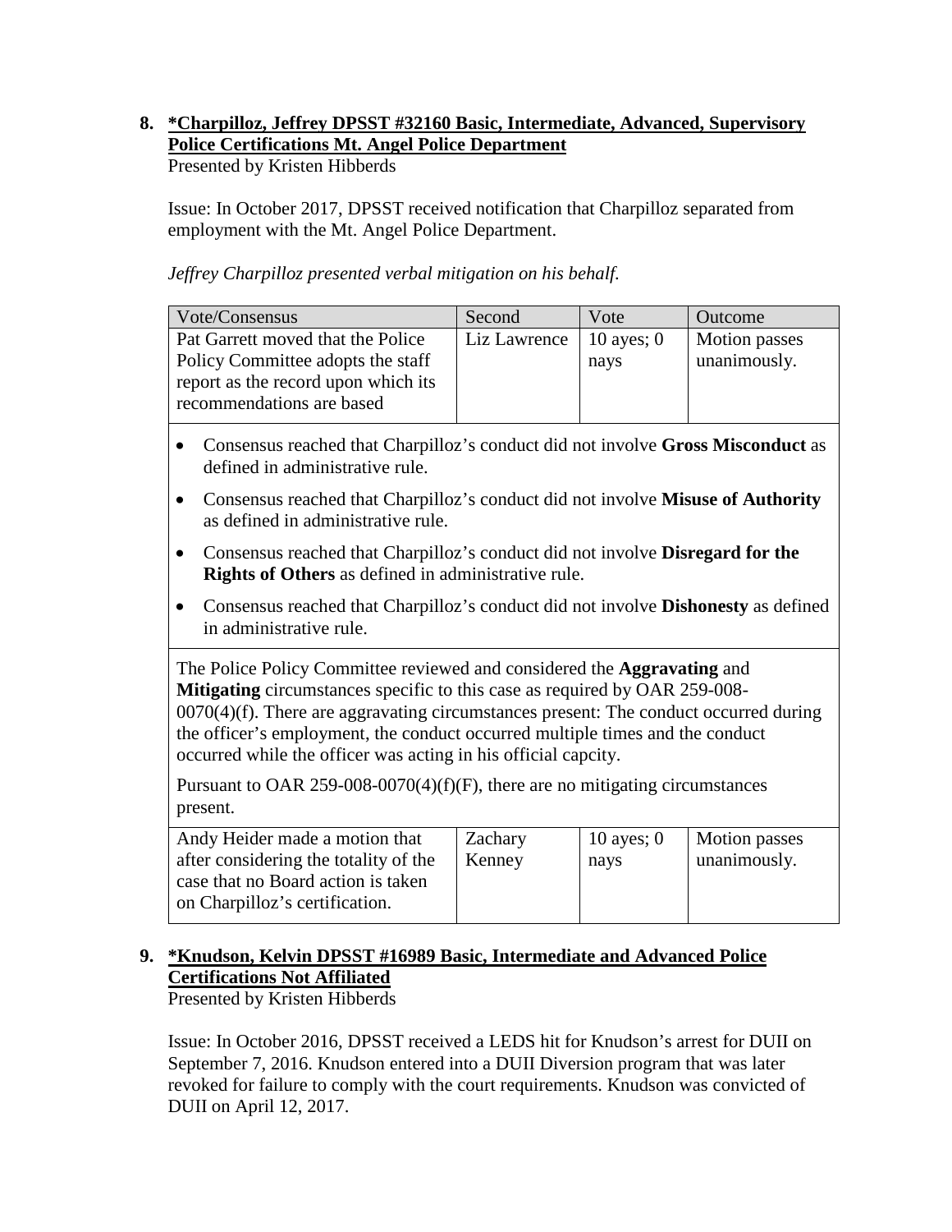8. **<u>*Charpilloz, Jeffrey DPSST #32160 Basic, Intermediate, Advanced, Supervisory Police Certifications Mt. Angel Police Department</u>**
Presented by Kristen Hibberds

Issue: In October 2017, DPSST received notification that Charpilloz separated from employment with the Mt. Angel Police Department.

*Jeffrey Charpilloz presented verbal mitigation on his behalf.*

| Vote/Consensus | Second | Vote | Outcome |
|---|---|---|---|
| Pat Garrett moved that the Police Policy Committee adopts the staff report as the record upon which its recommendations are based | Liz Lawrence | 10 ayes; 0 nays | Motion passes unanimously. |

- Consensus reached that Charpilloz's conduct did not involve **Gross Misconduct** as defined in administrative rule.
- Consensus reached that Charpilloz's conduct did not involve **Misuse of Authority** as defined in administrative rule.
- Consensus reached that Charpilloz's conduct did not involve **Disregard for the Rights of Others** as defined in administrative rule.
- Consensus reached that Charpilloz's conduct did not involve **Dishonesty** as defined in administrative rule.

The Police Policy Committee reviewed and considered the **Aggravating** and **Mitigating** circumstances specific to this case as required by OAR 259-008-0070(4)(f). There are aggravating circumstances present: The conduct occurred during the officer's employment, the conduct occurred multiple times and the conduct occurred while the officer was acting in his official capcity.

Pursuant to OAR 259-008-0070(4)(f)(F), there are no mitigating circumstances present.

| | | | |
|---|---|---|---|
| Andy Heider made a motion that after considering the totality of the case that no Board action is taken on Charpilloz's certification. | Zachary Kenney | 10 ayes; 0 nays | Motion passes unanimously. |

9. **<u>*Knudson, Kelvin DPSST #16989 Basic, Intermediate and Advanced Police Certifications Not Affiliated</u>**
Presented by Kristen Hibberds

Issue: In October 2016, DPSST received a LEDS hit for Knudson's arrest for DUII on September 7, 2016. Knudson entered into a DUII Diversion program that was later revoked for failure to comply with the court requirements. Knudson was convicted of DUII on April 12, 2017.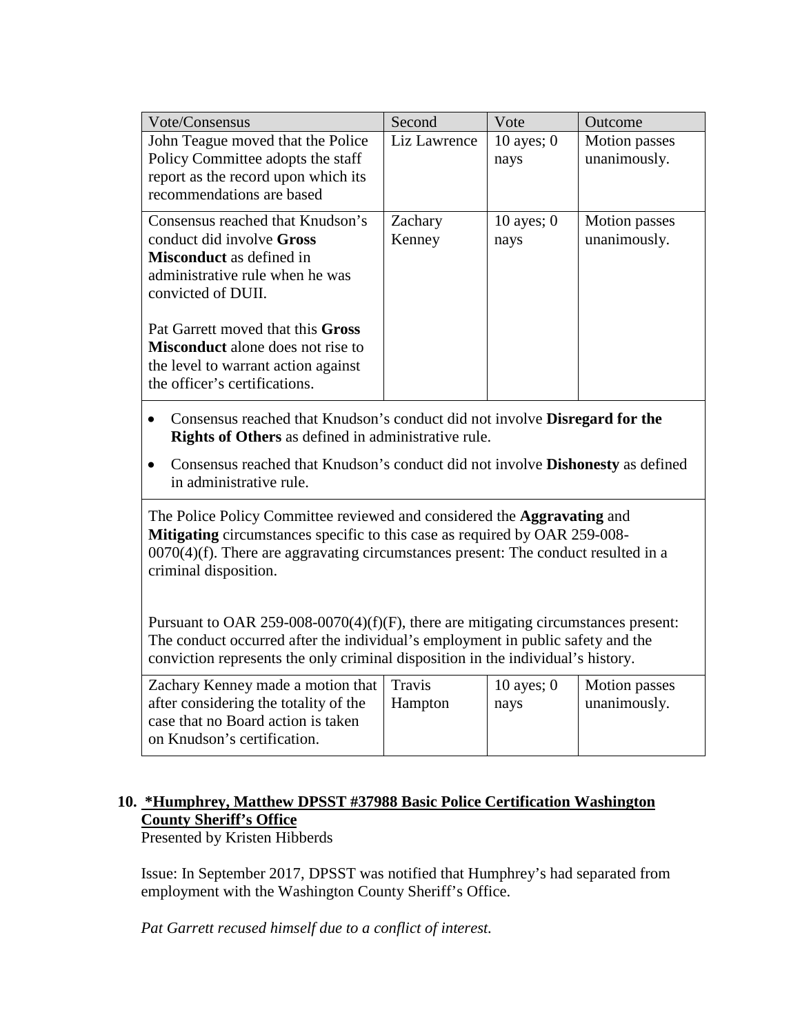| Vote/Consensus | Second | Vote | Outcome |
|---|---|---|---|
| John Teague moved that the Police Policy Committee adopts the staff report as the record upon which its recommendations are based | Liz Lawrence | 10 ayes; 0 nays | Motion passes unanimously. |
| Consensus reached that Knudson's conduct did involve **Gross Misconduct** as defined in administrative rule when he was convicted of DUII.<br><br>Pat Garrett moved that this **Gross Misconduct** alone does not rise to the level to warrant action against the officer's certifications. | Zachary Kenney | 10 ayes; 0 nays | Motion passes unanimously. |
| • Consensus reached that Knudson's conduct did not involve **Disregard for the Rights of Others** as defined in administrative rule.<br>• Consensus reached that Knudson's conduct did not involve **Dishonesty** as defined in administrative rule. | | | |
| The Police Policy Committee reviewed and considered the **Aggravating** and **Mitigating** circumstances specific to this case as required by OAR 259-008-0070(4)(f). There are aggravating circumstances present: The conduct resulted in a criminal disposition.<br><br>Pursuant to OAR 259-008-0070(4)(f)(F), there are mitigating circumstances present: The conduct occurred after the individual's employment in public safety and the conviction represents the only criminal disposition in the individual's history. | | | |
| Zachary Kenney made a motion that after considering the totality of the case that no Board action is taken on Knudson's certification. | Travis Hampton | 10 ayes; 0 nays | Motion passes unanimously. |

## 10. *Humphrey, Matthew DPSST #37988 Basic Police Certification Washington County Sheriff's Office

Presented by Kristen Hibberds

Issue: In September 2017, DPSST was notified that Humphrey's had separated from employment with the Washington County Sheriff's Office.

*Pat Garrett recused himself due to a conflict of interest.*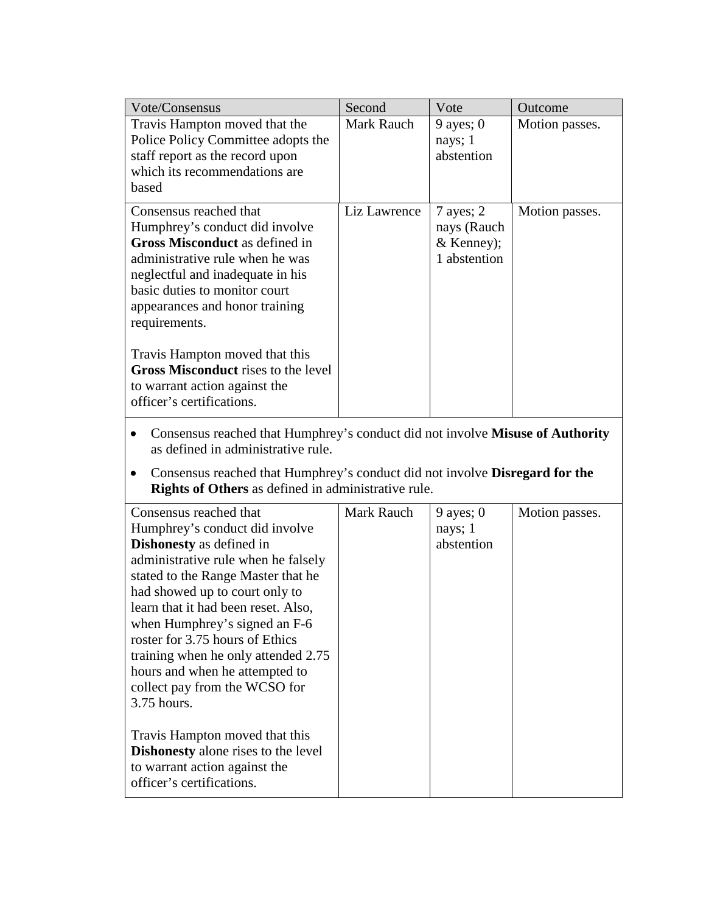| Vote/Consensus | Second | Vote | Outcome |
|---|---|---|---|
| Travis Hampton moved that the Police Policy Committee adopts the staff report as the record upon which its recommendations are based | Mark Rauch | 9 ayes; 0 nays; 1 abstention | Motion passes. |
| Consensus reached that Humphrey's conduct did involve **Gross Misconduct** as defined in administrative rule when he was neglectful and inadequate in his basic duties to monitor court appearances and honor training requirements.<br><br>Travis Hampton moved that this **Gross Misconduct** rises to the level to warrant action against the officer's certifications. | Liz Lawrence | 7 ayes; 2 nays (Rauch & Kenney); 1 abstention | Motion passes. |
| • Consensus reached that Humphrey's conduct did not involve **Misuse of Authority** as defined in administrative rule.<br><br>• Consensus reached that Humphrey's conduct did not involve **Disregard for the Rights of Others** as defined in administrative rule. | | | |
| Consensus reached that Humphrey's conduct did involve **Dishonesty** as defined in administrative rule when he falsely stated to the Range Master that he had showed up to court only to learn that it had been reset. Also, when Humphrey's signed an F-6 roster for 3.75 hours of Ethics training when he only attended 2.75 hours and when he attempted to collect pay from the WCSO for 3.75 hours.<br><br>Travis Hampton moved that this **Dishonesty** alone rises to the level to warrant action against the officer's certifications. | Mark Rauch | 9 ayes; 0 nays; 1 abstention | Motion passes. |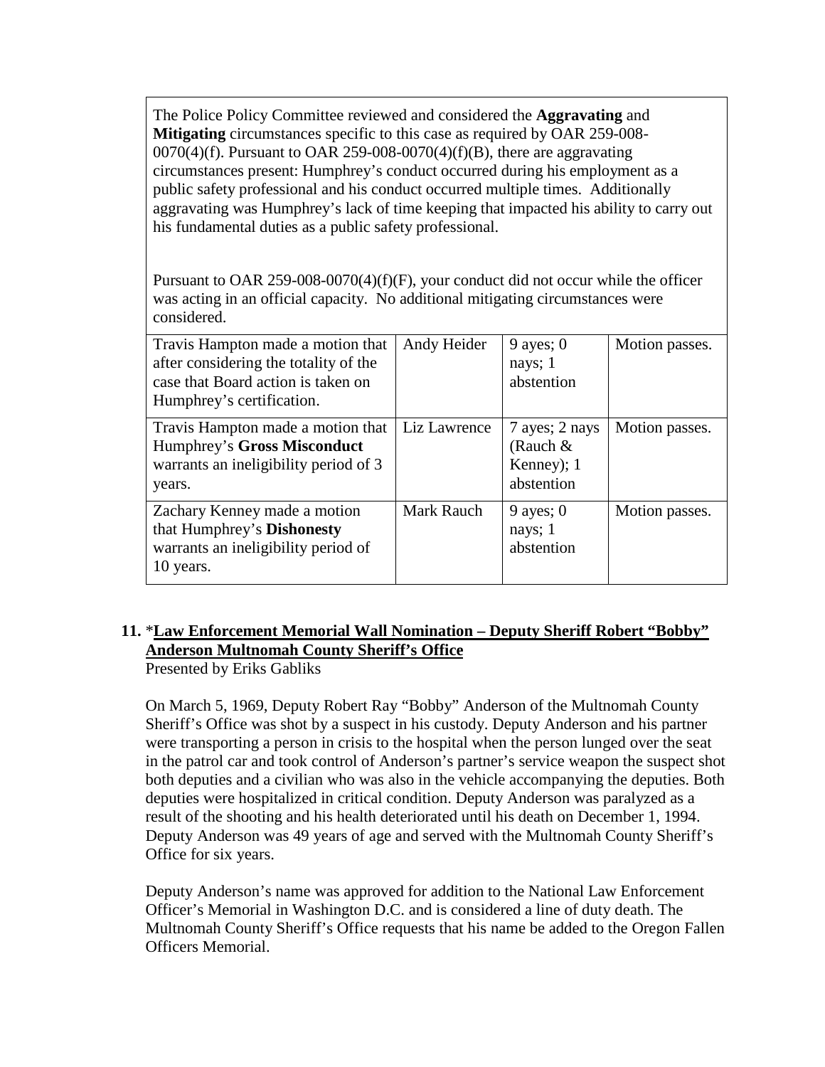The Police Policy Committee reviewed and considered the **Aggravating** and **Mitigating** circumstances specific to this case as required by OAR 259-008-0070(4)(f). Pursuant to OAR 259-008-0070(4)(f)(B), there are aggravating circumstances present: Humphrey's conduct occurred during his employment as a public safety professional and his conduct occurred multiple times. Additionally aggravating was Humphrey's lack of time keeping that impacted his ability to carry out his fundamental duties as a public safety professional.

Pursuant to OAR 259-008-0070(4)(f)(F), your conduct did not occur while the officer was acting in an official capacity. No additional mitigating circumstances were considered.

| | | | |
|---|---|---|---|
| Travis Hampton made a motion that after considering the totality of the case that Board action is taken on Humphrey's certification. | Andy Heider | 9 ayes; 0 nays; 1 abstention | Motion passes. |
| Travis Hampton made a motion that Humphrey's **Gross Misconduct** warrants an ineligibility period of 3 years. | Liz Lawrence | 7 ayes; 2 nays (Rauch & Kenney); 1 abstention | Motion passes. |
| Zachary Kenney made a motion that Humphrey's **Dishonesty** warrants an ineligibility period of 10 years. | Mark Rauch | 9 ayes; 0 nays; 1 abstention | Motion passes. |

## 11. *Law Enforcement Memorial Wall Nomination – Deputy Sheriff Robert "Bobby" Anderson Multnomah County Sheriff's Office

Presented by Eriks Gabliks

On March 5, 1969, Deputy Robert Ray "Bobby" Anderson of the Multnomah County Sheriff's Office was shot by a suspect in his custody. Deputy Anderson and his partner were transporting a person in crisis to the hospital when the person lunged over the seat in the patrol car and took control of Anderson's partner's service weapon the suspect shot both deputies and a civilian who was also in the vehicle accompanying the deputies. Both deputies were hospitalized in critical condition. Deputy Anderson was paralyzed as a result of the shooting and his health deteriorated until his death on December 1, 1994. Deputy Anderson was 49 years of age and served with the Multnomah County Sheriff's Office for six years.

Deputy Anderson's name was approved for addition to the National Law Enforcement Officer's Memorial in Washington D.C. and is considered a line of duty death. The Multnomah County Sheriff's Office requests that his name be added to the Oregon Fallen Officers Memorial.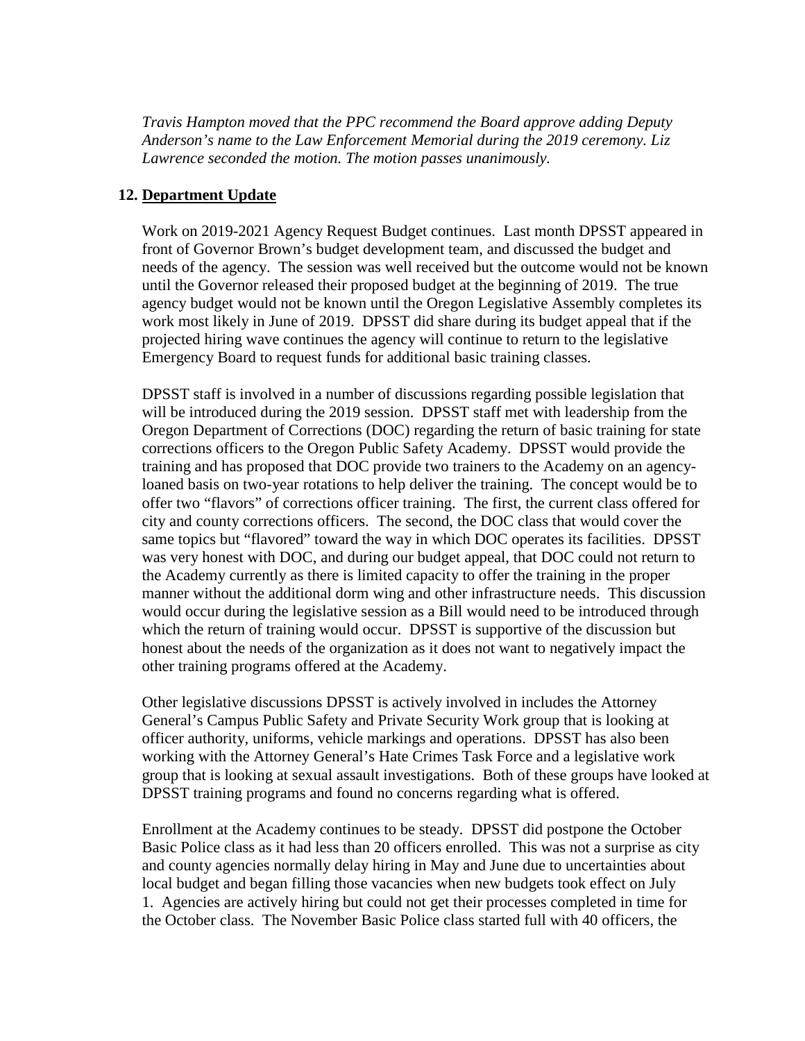*Travis Hampton moved that the PPC recommend the Board approve adding Deputy Anderson's name to the Law Enforcement Memorial during the 2019 ceremony. Liz Lawrence seconded the motion. The motion passes unanimously.*

**12. Department Update**

Work on 2019-2021 Agency Request Budget continues. Last month DPSST appeared in front of Governor Brown's budget development team, and discussed the budget and needs of the agency. The session was well received but the outcome would not be known until the Governor released their proposed budget at the beginning of 2019. The true agency budget would not be known until the Oregon Legislative Assembly completes its work most likely in June of 2019. DPSST did share during its budget appeal that if the projected hiring wave continues the agency will continue to return to the legislative Emergency Board to request funds for additional basic training classes.

DPSST staff is involved in a number of discussions regarding possible legislation that will be introduced during the 2019 session. DPSST staff met with leadership from the Oregon Department of Corrections (DOC) regarding the return of basic training for state corrections officers to the Oregon Public Safety Academy. DPSST would provide the training and has proposed that DOC provide two trainers to the Academy on an agency-loaned basis on two-year rotations to help deliver the training. The concept would be to offer two "flavors" of corrections officer training. The first, the current class offered for city and county corrections officers. The second, the DOC class that would cover the same topics but "flavored" toward the way in which DOC operates its facilities. DPSST was very honest with DOC, and during our budget appeal, that DOC could not return to the Academy currently as there is limited capacity to offer the training in the proper manner without the additional dorm wing and other infrastructure needs. This discussion would occur during the legislative session as a Bill would need to be introduced through which the return of training would occur. DPSST is supportive of the discussion but honest about the needs of the organization as it does not want to negatively impact the other training programs offered at the Academy.

Other legislative discussions DPSST is actively involved in includes the Attorney General's Campus Public Safety and Private Security Work group that is looking at officer authority, uniforms, vehicle markings and operations. DPSST has also been working with the Attorney General's Hate Crimes Task Force and a legislative work group that is looking at sexual assault investigations. Both of these groups have looked at DPSST training programs and found no concerns regarding what is offered.

Enrollment at the Academy continues to be steady. DPSST did postpone the October Basic Police class as it had less than 20 officers enrolled. This was not a surprise as city and county agencies normally delay hiring in May and June due to uncertainties about local budget and began filling those vacancies when new budgets took effect on July 1. Agencies are actively hiring but could not get their processes completed in time for the October class. The November Basic Police class started full with 40 officers, the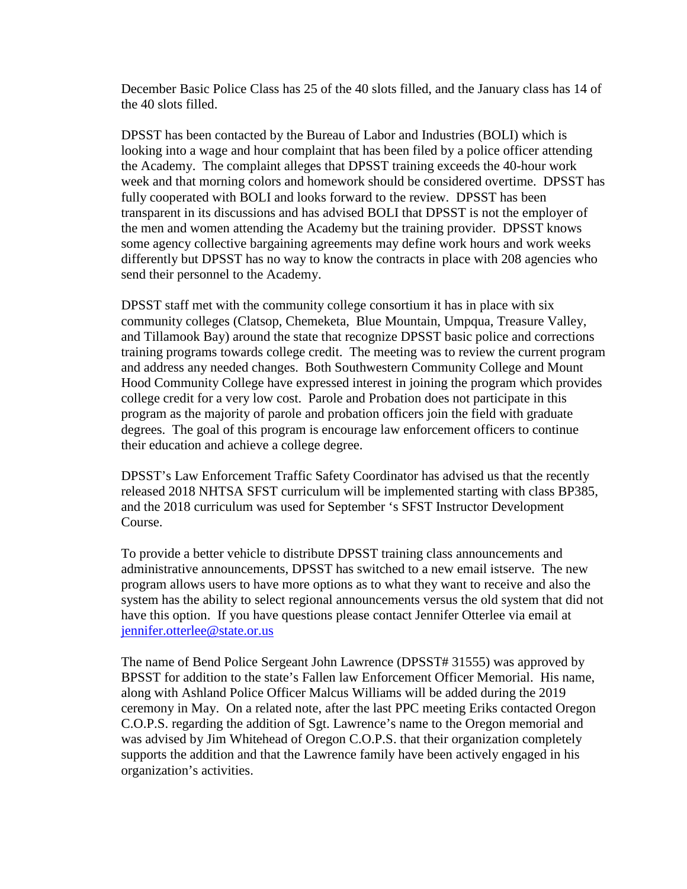December Basic Police Class has 25 of the 40 slots filled, and the January class has 14 of the 40 slots filled.

DPSST has been contacted by the Bureau of Labor and Industries (BOLI) which is looking into a wage and hour complaint that has been filed by a police officer attending the Academy. The complaint alleges that DPSST training exceeds the 40-hour work week and that morning colors and homework should be considered overtime. DPSST has fully cooperated with BOLI and looks forward to the review. DPSST has been transparent in its discussions and has advised BOLI that DPSST is not the employer of the men and women attending the Academy but the training provider. DPSST knows some agency collective bargaining agreements may define work hours and work weeks differently but DPSST has no way to know the contracts in place with 208 agencies who send their personnel to the Academy.

DPSST staff met with the community college consortium it has in place with six community colleges (Clatsop, Chemeketa, Blue Mountain, Umpqua, Treasure Valley, and Tillamook Bay) around the state that recognize DPSST basic police and corrections training programs towards college credit. The meeting was to review the current program and address any needed changes. Both Southwestern Community College and Mount Hood Community College have expressed interest in joining the program which provides college credit for a very low cost. Parole and Probation does not participate in this program as the majority of parole and probation officers join the field with graduate degrees. The goal of this program is encourage law enforcement officers to continue their education and achieve a college degree.

DPSST's Law Enforcement Traffic Safety Coordinator has advised us that the recently released 2018 NHTSA SFST curriculum will be implemented starting with class BP385, and the 2018 curriculum was used for September 's SFST Instructor Development Course.

To provide a better vehicle to distribute DPSST training class announcements and administrative announcements, DPSST has switched to a new email istserve. The new program allows users to have more options as to what they want to receive and also the system has the ability to select regional announcements versus the old system that did not have this option. If you have questions please contact Jennifer Otterlee via email at jennifer.otterlee@state.or.us

The name of Bend Police Sergeant John Lawrence (DPSST# 31555) was approved by BPSST for addition to the state's Fallen law Enforcement Officer Memorial. His name, along with Ashland Police Officer Malcus Williams will be added during the 2019 ceremony in May. On a related note, after the last PPC meeting Eriks contacted Oregon C.O.P.S. regarding the addition of Sgt. Lawrence's name to the Oregon memorial and was advised by Jim Whitehead of Oregon C.O.P.S. that their organization completely supports the addition and that the Lawrence family have been actively engaged in his organization's activities.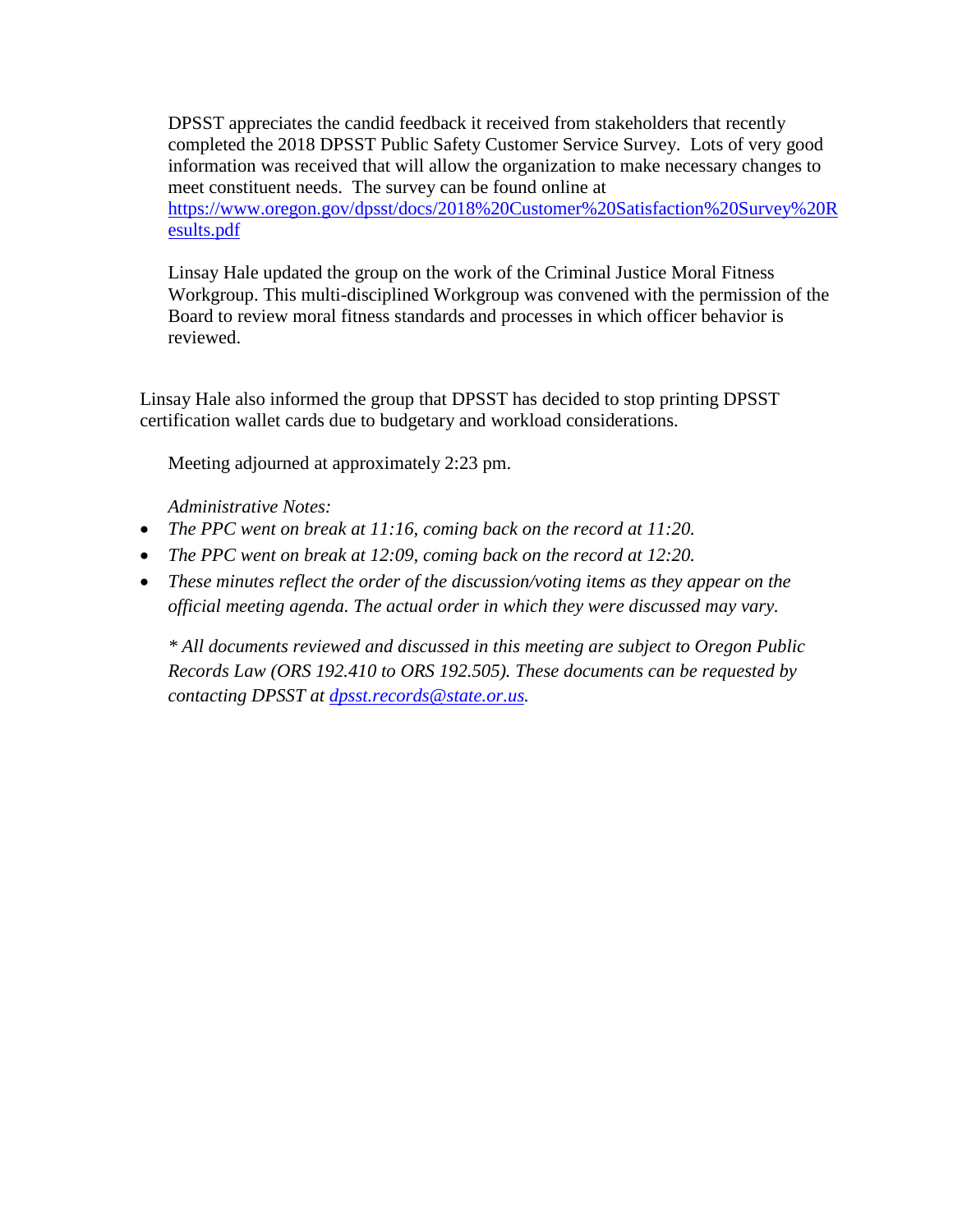DPSST appreciates the candid feedback it received from stakeholders that recently completed the 2018 DPSST Public Safety Customer Service Survey. Lots of very good information was received that will allow the organization to make necessary changes to meet constituent needs. The survey can be found online at [https://www.oregon.gov/dpsst/docs/2018%20Customer%20Satisfaction%20Survey%20Results.pdf](https://www.oregon.gov/dpsst/docs/2018%20Customer%20Satisfaction%20Survey%20Results.pdf)

Linsay Hale updated the group on the work of the Criminal Justice Moral Fitness Workgroup. This multi-disciplined Workgroup was convened with the permission of the Board to review moral fitness standards and processes in which officer behavior is reviewed.

Linsay Hale also informed the group that DPSST has decided to stop printing DPSST certification wallet cards due to budgetary and workload considerations.

Meeting adjourned at approximately 2:23 pm.

*Administrative Notes:*

- *The PPC went on break at 11:16, coming back on the record at 11:20.*
- *The PPC went on break at 12:09, coming back on the record at 12:20.*
- *These minutes reflect the order of the discussion/voting items as they appear on the official meeting agenda. The actual order in which they were discussed may vary.*

*\* All documents reviewed and discussed in this meeting are subject to Oregon Public Records Law (ORS 192.410 to ORS 192.505). These documents can be requested by contacting DPSST at [dpsst.records@state.or.us](mailto:dpsst.records@state.or.us).*